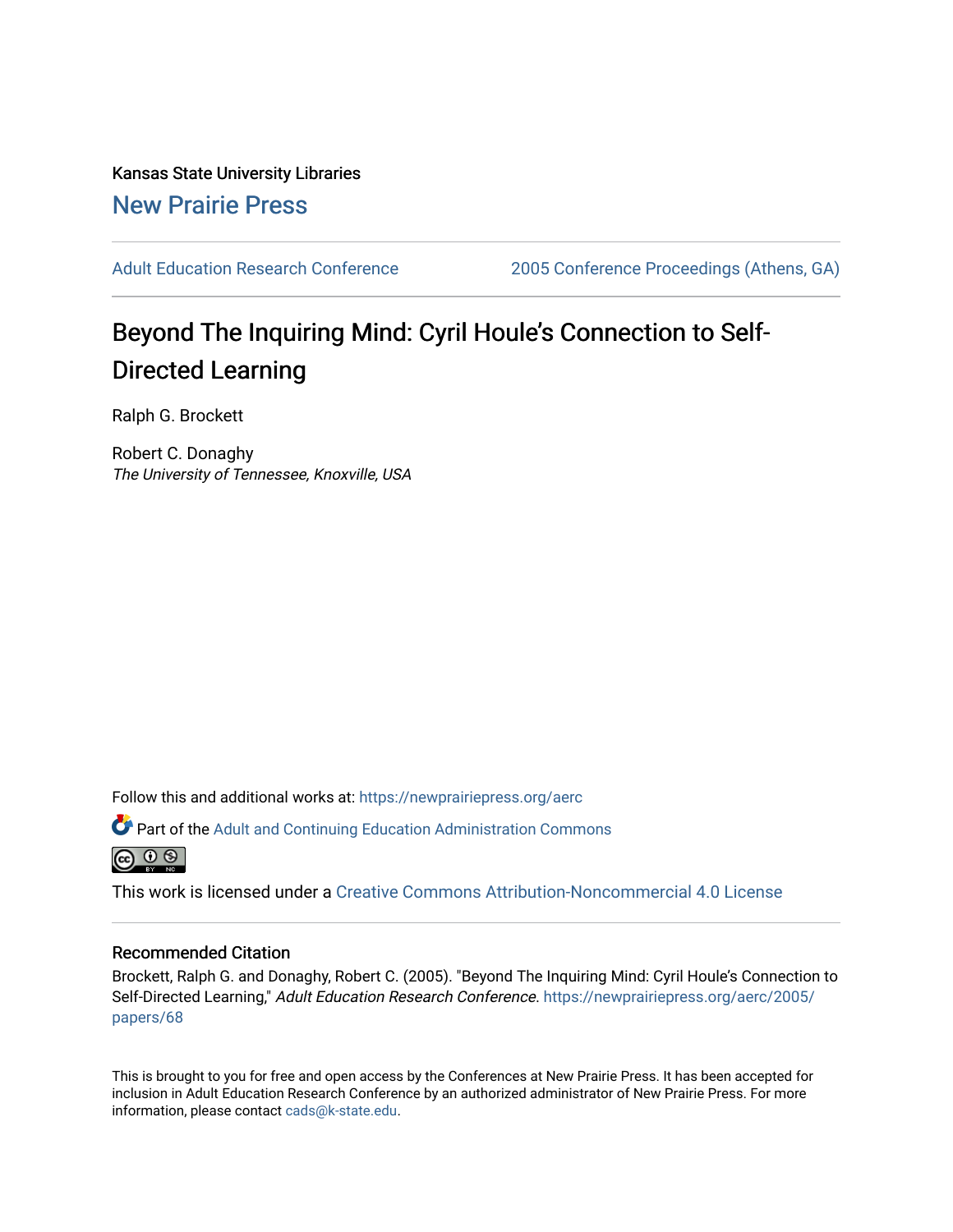Kansas State University Libraries

New Prairie Press

Adult Education Research Conference

2005 Conference Proceedings (Athens, GA)

# Beyond The Inquiring Mind: Cyril Houle's Connection to Self-Directed Learning

Ralph G. Brockett

Robert C. Donaghy

*The University of Tennessee, Knoxville, USA*

Follow this and additional works at: https://newprairiepress.org/aerc

Part of the Adult and Continuing Education Administration Commons

This work is licensed under a Creative Commons Attribution-Noncommercial 4.0 License

## Recommended Citation

Brockett, Ralph G. and Donaghy, Robert C. (2005). "Beyond The Inquiring Mind: Cyril Houle's Connection to Self-Directed Learning," *Adult Education Research Conference*. https://newprairiepress.org/aerc/2005/papers/68

This is brought to you for free and open access by the Conferences at New Prairie Press. It has been accepted for inclusion in Adult Education Research Conference by an authorized administrator of New Prairie Press. For more information, please contact cads@k-state.edu.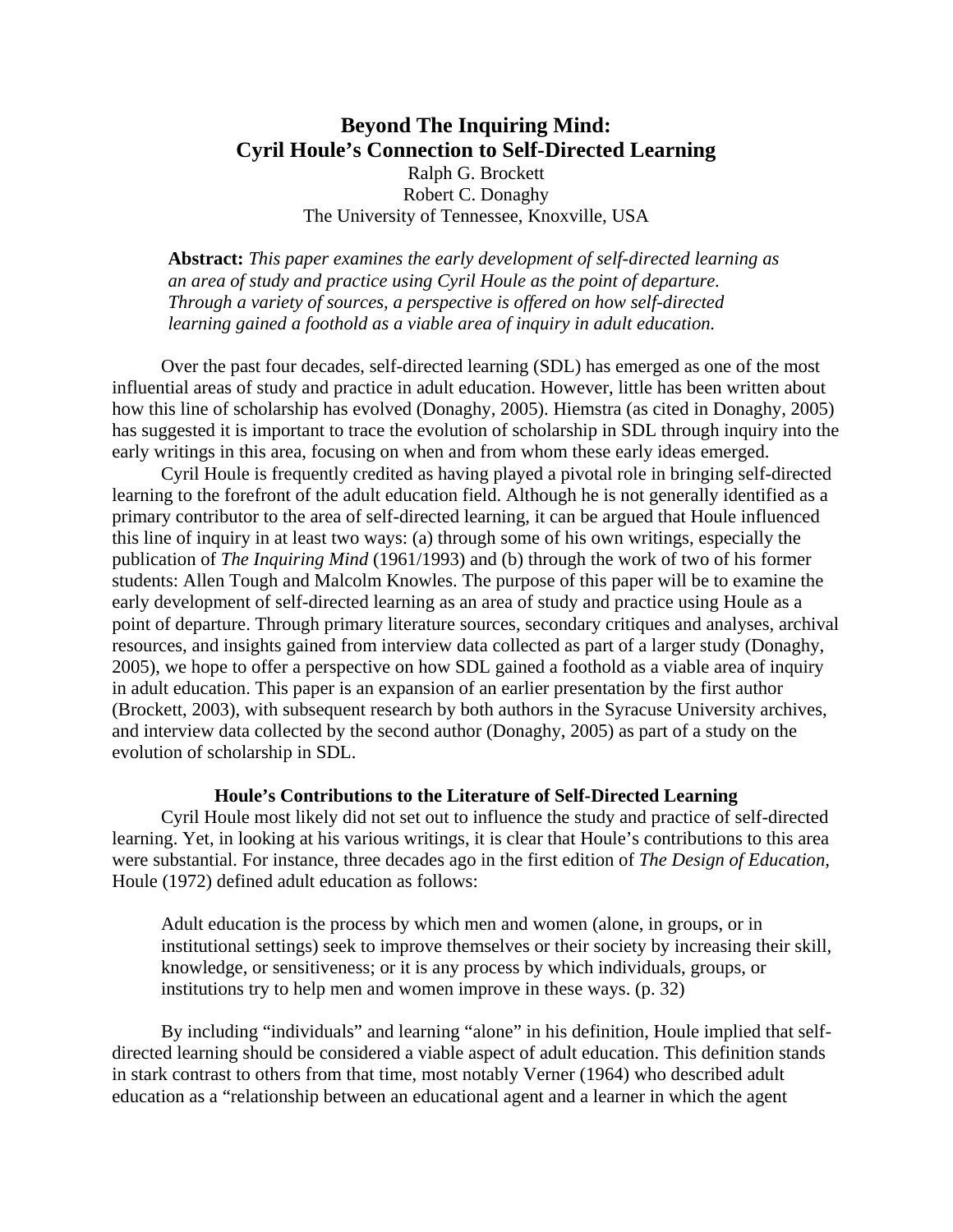# Beyond The Inquiring Mind: Cyril Houle's Connection to Self-Directed Learning

Ralph G. Brockett
Robert C. Donaghy
The University of Tennessee, Knoxville, USA

**Abstract:** *This paper examines the early development of self-directed learning as an area of study and practice using Cyril Houle as the point of departure. Through a variety of sources, a perspective is offered on how self-directed learning gained a foothold as a viable area of inquiry in adult education.*

Over the past four decades, self-directed learning (SDL) has emerged as one of the most influential areas of study and practice in adult education. However, little has been written about how this line of scholarship has evolved (Donaghy, 2005). Hiemstra (as cited in Donaghy, 2005) has suggested it is important to trace the evolution of scholarship in SDL through inquiry into the early writings in this area, focusing on when and from whom these early ideas emerged.

Cyril Houle is frequently credited as having played a pivotal role in bringing self-directed learning to the forefront of the adult education field. Although he is not generally identified as a primary contributor to the area of self-directed learning, it can be argued that Houle influenced this line of inquiry in at least two ways: (a) through some of his own writings, especially the publication of *The Inquiring Mind* (1961/1993) and (b) through the work of two of his former students: Allen Tough and Malcolm Knowles. The purpose of this paper will be to examine the early development of self-directed learning as an area of study and practice using Houle as a point of departure. Through primary literature sources, secondary critiques and analyses, archival resources, and insights gained from interview data collected as part of a larger study (Donaghy, 2005), we hope to offer a perspective on how SDL gained a foothold as a viable area of inquiry in adult education. This paper is an expansion of an earlier presentation by the first author (Brockett, 2003), with subsequent research by both authors in the Syracuse University archives, and interview data collected by the second author (Donaghy, 2005) as part of a study on the evolution of scholarship in SDL.

## Houle's Contributions to the Literature of Self-Directed Learning

Cyril Houle most likely did not set out to influence the study and practice of self-directed learning. Yet, in looking at his various writings, it is clear that Houle's contributions to this area were substantial. For instance, three decades ago in the first edition of *The Design of Education*, Houle (1972) defined adult education as follows:

> Adult education is the process by which men and women (alone, in groups, or in institutional settings) seek to improve themselves or their society by increasing their skill, knowledge, or sensitiveness; or it is any process by which individuals, groups, or institutions try to help men and women improve in these ways. (p. 32)

By including "individuals" and learning "alone" in his definition, Houle implied that self-directed learning should be considered a viable aspect of adult education. This definition stands in stark contrast to others from that time, most notably Verner (1964) who described adult education as a "relationship between an educational agent and a learner in which the agent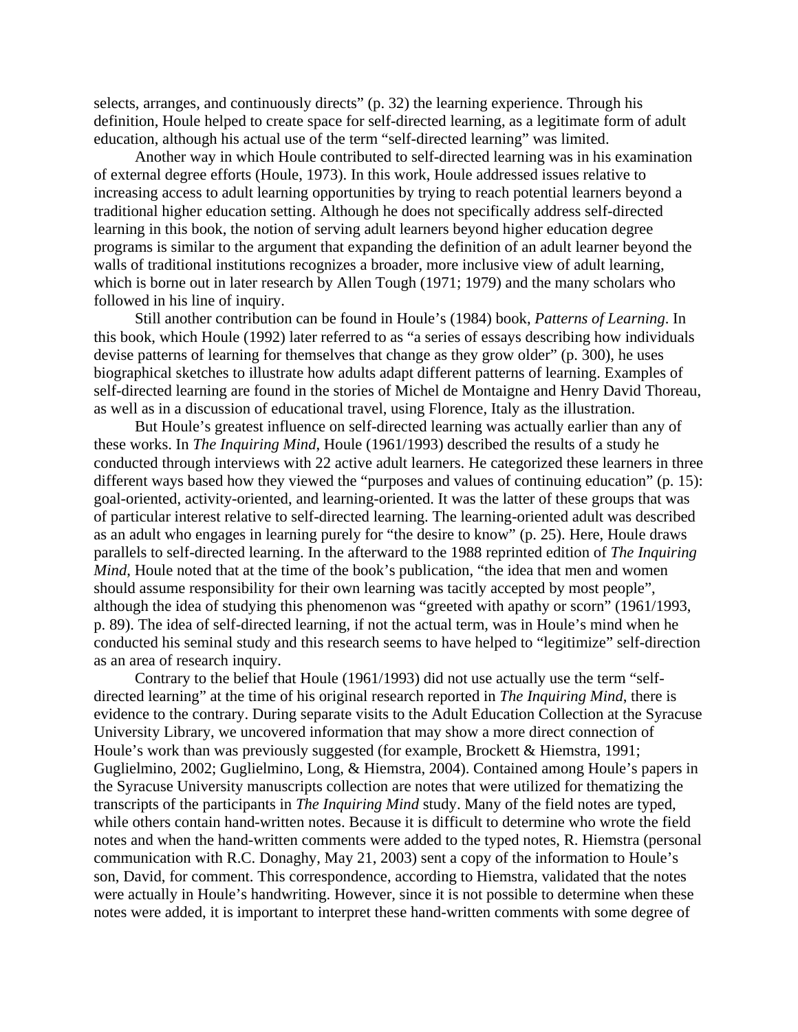selects, arranges, and continuously directs" (p. 32) the learning experience. Through his definition, Houle helped to create space for self-directed learning, as a legitimate form of adult education, although his actual use of the term "self-directed learning" was limited.

Another way in which Houle contributed to self-directed learning was in his examination of external degree efforts (Houle, 1973). In this work, Houle addressed issues relative to increasing access to adult learning opportunities by trying to reach potential learners beyond a traditional higher education setting. Although he does not specifically address self-directed learning in this book, the notion of serving adult learners beyond higher education degree programs is similar to the argument that expanding the definition of an adult learner beyond the walls of traditional institutions recognizes a broader, more inclusive view of adult learning, which is borne out in later research by Allen Tough (1971; 1979) and the many scholars who followed in his line of inquiry.

Still another contribution can be found in Houle's (1984) book, *Patterns of Learning*. In this book, which Houle (1992) later referred to as "a series of essays describing how individuals devise patterns of learning for themselves that change as they grow older" (p. 300), he uses biographical sketches to illustrate how adults adapt different patterns of learning. Examples of self-directed learning are found in the stories of Michel de Montaigne and Henry David Thoreau, as well as in a discussion of educational travel, using Florence, Italy as the illustration.

But Houle's greatest influence on self-directed learning was actually earlier than any of these works. In *The Inquiring Mind*, Houle (1961/1993) described the results of a study he conducted through interviews with 22 active adult learners. He categorized these learners in three different ways based how they viewed the "purposes and values of continuing education" (p. 15): goal-oriented, activity-oriented, and learning-oriented. It was the latter of these groups that was of particular interest relative to self-directed learning. The learning-oriented adult was described as an adult who engages in learning purely for "the desire to know" (p. 25). Here, Houle draws parallels to self-directed learning. In the afterward to the 1988 reprinted edition of *The Inquiring Mind*, Houle noted that at the time of the book's publication, "the idea that men and women should assume responsibility for their own learning was tacitly accepted by most people", although the idea of studying this phenomenon was "greeted with apathy or scorn" (1961/1993, p. 89). The idea of self-directed learning, if not the actual term, was in Houle's mind when he conducted his seminal study and this research seems to have helped to "legitimize" self-direction as an area of research inquiry.

Contrary to the belief that Houle (1961/1993) did not use actually use the term "self-directed learning" at the time of his original research reported in *The Inquiring Mind*, there is evidence to the contrary. During separate visits to the Adult Education Collection at the Syracuse University Library, we uncovered information that may show a more direct connection of Houle's work than was previously suggested (for example, Brockett & Hiemstra, 1991; Guglielmino, 2002; Guglielmino, Long, & Hiemstra, 2004). Contained among Houle's papers in the Syracuse University manuscripts collection are notes that were utilized for thematizing the transcripts of the participants in *The Inquiring Mind* study. Many of the field notes are typed, while others contain hand-written notes. Because it is difficult to determine who wrote the field notes and when the hand-written comments were added to the typed notes, R. Hiemstra (personal communication with R.C. Donaghy, May 21, 2003) sent a copy of the information to Houle's son, David, for comment. This correspondence, according to Hiemstra, validated that the notes were actually in Houle's handwriting. However, since it is not possible to determine when these notes were added, it is important to interpret these hand-written comments with some degree of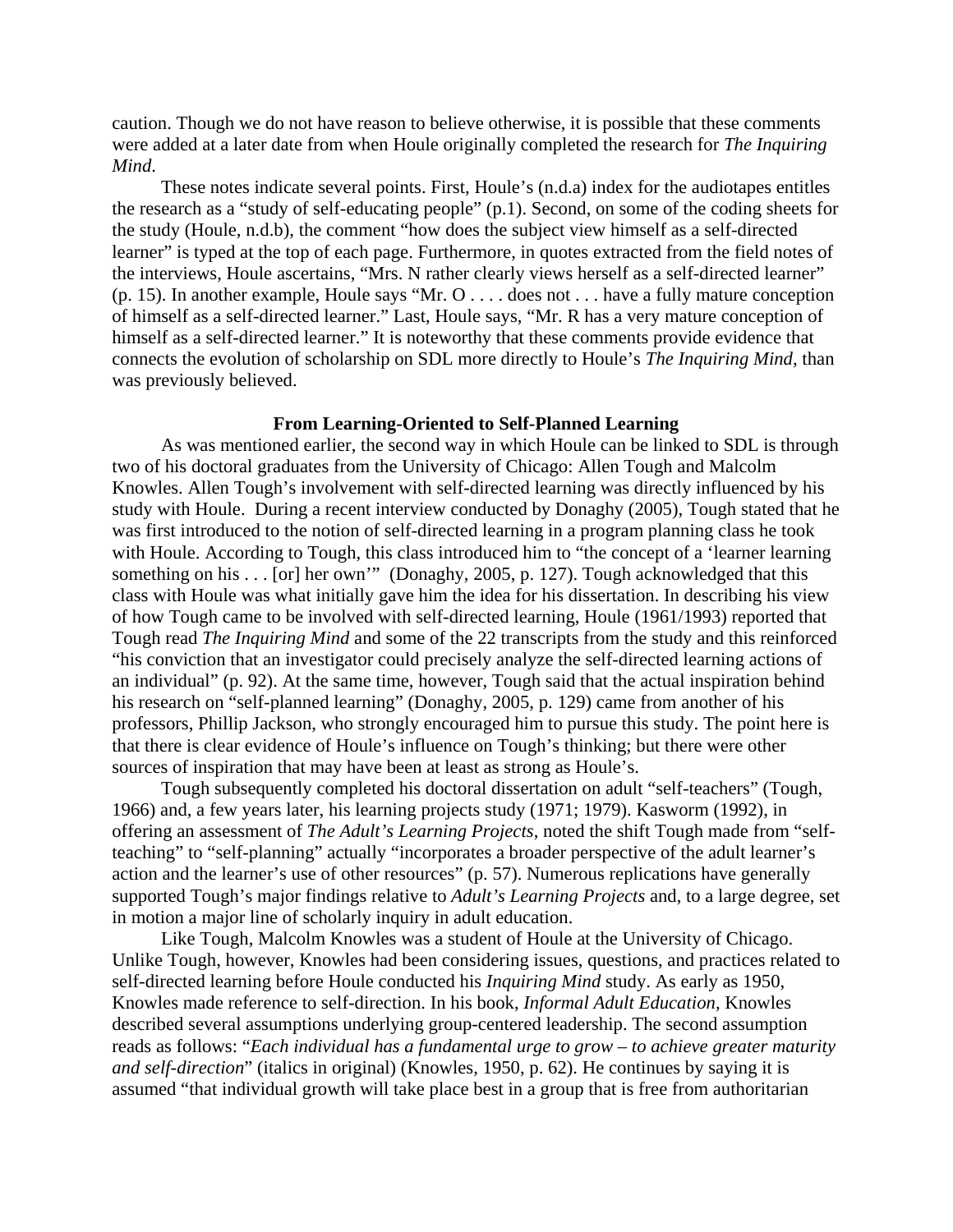caution. Though we do not have reason to believe otherwise, it is possible that these comments were added at a later date from when Houle originally completed the research for *The Inquiring Mind*.

These notes indicate several points. First, Houle's (n.d.a) index for the audiotapes entitles the research as a "study of self-educating people" (p.1). Second, on some of the coding sheets for the study (Houle, n.d.b), the comment "how does the subject view himself as a self-directed learner" is typed at the top of each page. Furthermore, in quotes extracted from the field notes of the interviews, Houle ascertains, "Mrs. N rather clearly views herself as a self-directed learner" (p. 15). In another example, Houle says "Mr. O . . . . does not . . . have a fully mature conception of himself as a self-directed learner." Last, Houle says, "Mr. R has a very mature conception of himself as a self-directed learner." It is noteworthy that these comments provide evidence that connects the evolution of scholarship on SDL more directly to Houle's *The Inquiring Mind*, than was previously believed.

## From Learning-Oriented to Self-Planned Learning

As was mentioned earlier, the second way in which Houle can be linked to SDL is through two of his doctoral graduates from the University of Chicago: Allen Tough and Malcolm Knowles. Allen Tough's involvement with self-directed learning was directly influenced by his study with Houle. During a recent interview conducted by Donaghy (2005), Tough stated that he was first introduced to the notion of self-directed learning in a program planning class he took with Houle. According to Tough, this class introduced him to "the concept of a 'learner learning something on his . . . [or] her own'" (Donaghy, 2005, p. 127). Tough acknowledged that this class with Houle was what initially gave him the idea for his dissertation. In describing his view of how Tough came to be involved with self-directed learning, Houle (1961/1993) reported that Tough read *The Inquiring Mind* and some of the 22 transcripts from the study and this reinforced "his conviction that an investigator could precisely analyze the self-directed learning actions of an individual" (p. 92). At the same time, however, Tough said that the actual inspiration behind his research on "self-planned learning" (Donaghy, 2005, p. 129) came from another of his professors, Phillip Jackson, who strongly encouraged him to pursue this study. The point here is that there is clear evidence of Houle's influence on Tough's thinking; but there were other sources of inspiration that may have been at least as strong as Houle's.

Tough subsequently completed his doctoral dissertation on adult "self-teachers" (Tough, 1966) and, a few years later, his learning projects study (1971; 1979). Kasworm (1992), in offering an assessment of *The Adult's Learning Projects*, noted the shift Tough made from "self-teaching" to "self-planning" actually "incorporates a broader perspective of the adult learner's action and the learner's use of other resources" (p. 57). Numerous replications have generally supported Tough's major findings relative to *Adult's Learning Projects* and, to a large degree, set in motion a major line of scholarly inquiry in adult education.

Like Tough, Malcolm Knowles was a student of Houle at the University of Chicago. Unlike Tough, however, Knowles had been considering issues, questions, and practices related to self-directed learning before Houle conducted his *Inquiring Mind* study. As early as 1950, Knowles made reference to self-direction. In his book, *Informal Adult Education*, Knowles described several assumptions underlying group-centered leadership. The second assumption reads as follows: "*Each individual has a fundamental urge to grow – to achieve greater maturity and self-direction*" (italics in original) (Knowles, 1950, p. 62). He continues by saying it is assumed "that individual growth will take place best in a group that is free from authoritarian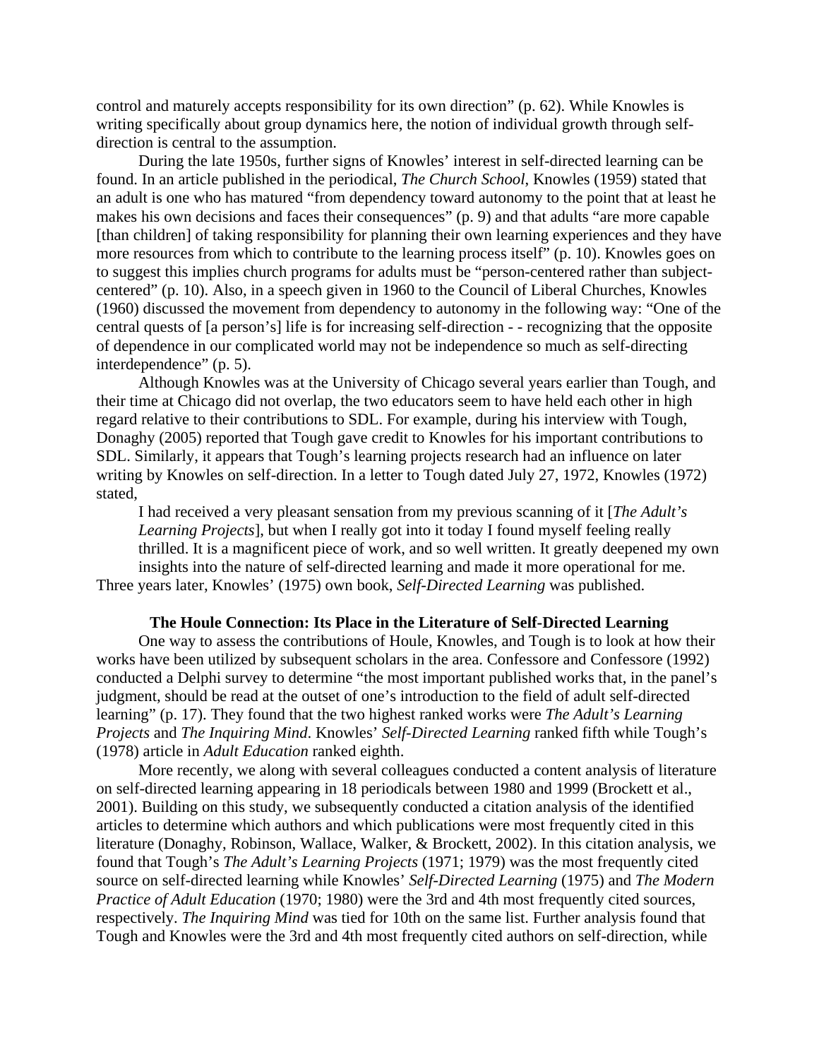control and maturely accepts responsibility for its own direction" (p. 62). While Knowles is writing specifically about group dynamics here, the notion of individual growth through self-direction is central to the assumption.

During the late 1950s, further signs of Knowles' interest in self-directed learning can be found. In an article published in the periodical, *The Church School*, Knowles (1959) stated that an adult is one who has matured "from dependency toward autonomy to the point that at least he makes his own decisions and faces their consequences" (p. 9) and that adults "are more capable [than children] of taking responsibility for planning their own learning experiences and they have more resources from which to contribute to the learning process itself" (p. 10). Knowles goes on to suggest this implies church programs for adults must be "person-centered rather than subject-centered" (p. 10). Also, in a speech given in 1960 to the Council of Liberal Churches, Knowles (1960) discussed the movement from dependency to autonomy in the following way: "One of the central quests of [a person's] life is for increasing self-direction - - recognizing that the opposite of dependence in our complicated world may not be independence so much as self-directing interdependence" (p. 5).

Although Knowles was at the University of Chicago several years earlier than Tough, and their time at Chicago did not overlap, the two educators seem to have held each other in high regard relative to their contributions to SDL. For example, during his interview with Tough, Donaghy (2005) reported that Tough gave credit to Knowles for his important contributions to SDL. Similarly, it appears that Tough's learning projects research had an influence on later writing by Knowles on self-direction. In a letter to Tough dated July 27, 1972, Knowles (1972) stated,

> I had received a very pleasant sensation from my previous scanning of it [*The Adult's Learning Projects*], but when I really got into it today I found myself feeling really thrilled. It is a magnificent piece of work, and so well written. It greatly deepened my own insights into the nature of self-directed learning and made it more operational for me.

Three years later, Knowles' (1975) own book, *Self-Directed Learning* was published.

## The Houle Connection: Its Place in the Literature of Self-Directed Learning

One way to assess the contributions of Houle, Knowles, and Tough is to look at how their works have been utilized by subsequent scholars in the area. Confessore and Confessore (1992) conducted a Delphi survey to determine "the most important published works that, in the panel's judgment, should be read at the outset of one's introduction to the field of adult self-directed learning" (p. 17). They found that the two highest ranked works were *The Adult's Learning Projects* and *The Inquiring Mind*. Knowles' *Self-Directed Learning* ranked fifth while Tough's (1978) article in *Adult Education* ranked eighth.

More recently, we along with several colleagues conducted a content analysis of literature on self-directed learning appearing in 18 periodicals between 1980 and 1999 (Brockett et al., 2001). Building on this study, we subsequently conducted a citation analysis of the identified articles to determine which authors and which publications were most frequently cited in this literature (Donaghy, Robinson, Wallace, Walker, & Brockett, 2002). In this citation analysis, we found that Tough's *The Adult's Learning Projects* (1971; 1979) was the most frequently cited source on self-directed learning while Knowles' *Self-Directed Learning* (1975) and *The Modern Practice of Adult Education* (1970; 1980) were the 3rd and 4th most frequently cited sources, respectively. *The Inquiring Mind* was tied for 10th on the same list. Further analysis found that Tough and Knowles were the 3rd and 4th most frequently cited authors on self-direction, while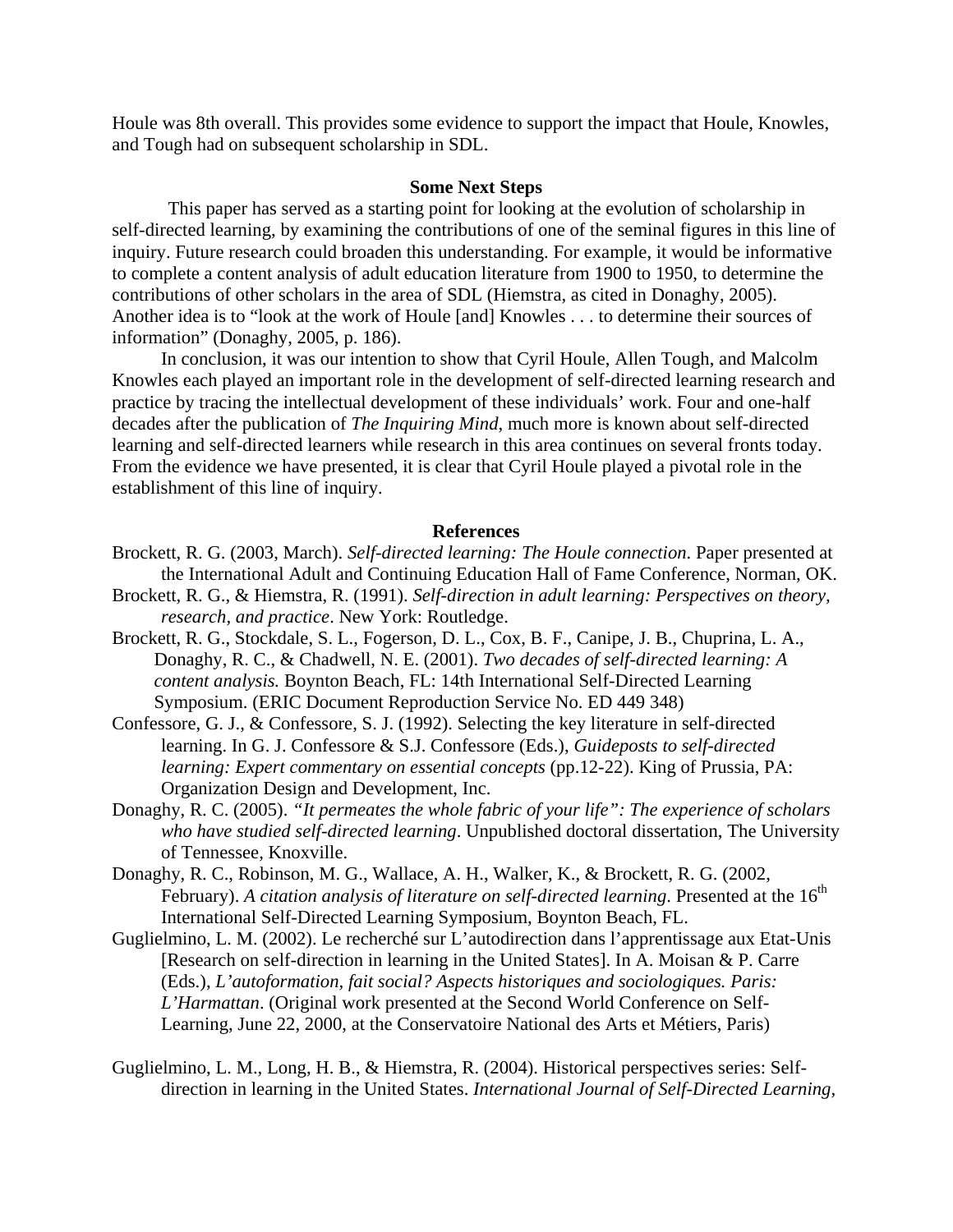Houle was 8th overall. This provides some evidence to support the impact that Houle, Knowles, and Tough had on subsequent scholarship in SDL.

**Some Next Steps**

This paper has served as a starting point for looking at the evolution of scholarship in self-directed learning, by examining the contributions of one of the seminal figures in this line of inquiry. Future research could broaden this understanding. For example, it would be informative to complete a content analysis of adult education literature from 1900 to 1950, to determine the contributions of other scholars in the area of SDL (Hiemstra, as cited in Donaghy, 2005). Another idea is to "look at the work of Houle [and] Knowles . . . to determine their sources of information" (Donaghy, 2005, p. 186).

In conclusion, it was our intention to show that Cyril Houle, Allen Tough, and Malcolm Knowles each played an important role in the development of self-directed learning research and practice by tracing the intellectual development of these individuals' work. Four and one-half decades after the publication of *The Inquiring Mind*, much more is known about self-directed learning and self-directed learners while research in this area continues on several fronts today. From the evidence we have presented, it is clear that Cyril Houle played a pivotal role in the establishment of this line of inquiry.

**References**

Brockett, R. G. (2003, March). *Self-directed learning: The Houle connection*. Paper presented at the International Adult and Continuing Education Hall of Fame Conference, Norman, OK.

Brockett, R. G., & Hiemstra, R. (1991). *Self-direction in adult learning: Perspectives on theory, research, and practice*. New York: Routledge.

Brockett, R. G., Stockdale, S. L., Fogerson, D. L., Cox, B. F., Canipe, J. B., Chuprina, L. A., Donaghy, R. C., & Chadwell, N. E. (2001). *Two decades of self-directed learning: A content analysis.* Boynton Beach, FL: 14th International Self-Directed Learning Symposium. (ERIC Document Reproduction Service No. ED 449 348)

Confessore, G. J., & Confessore, S. J. (1992). Selecting the key literature in self-directed learning. In G. J. Confessore & S.J. Confessore (Eds.), *Guideposts to self-directed learning: Expert commentary on essential concepts* (pp.12-22). King of Prussia, PA: Organization Design and Development, Inc.

Donaghy, R. C. (2005). *"It permeates the whole fabric of your life": The experience of scholars who have studied self-directed learning*. Unpublished doctoral dissertation, The University of Tennessee, Knoxville.

Donaghy, R. C., Robinson, M. G., Wallace, A. H., Walker, K., & Brockett, R. G. (2002, February). *A citation analysis of literature on self-directed learning*. Presented at the 16th International Self-Directed Learning Symposium, Boynton Beach, FL.

Guglielmino, L. M. (2002). Le recherché sur L'autodirection dans l'apprentissage aux Etat-Unis [Research on self-direction in learning in the United States]. In A. Moisan & P. Carre (Eds.), *L'autoformation, fait social? Aspects historiques and sociologiques. Paris: L'Harmattan*. (Original work presented at the Second World Conference on Self-Learning, June 22, 2000, at the Conservatoire National des Arts et Métiers, Paris)

Guglielmino, L. M., Long, H. B., & Hiemstra, R. (2004). Historical perspectives series: Self-direction in learning in the United States. *International Journal of Self-Directed Learning*,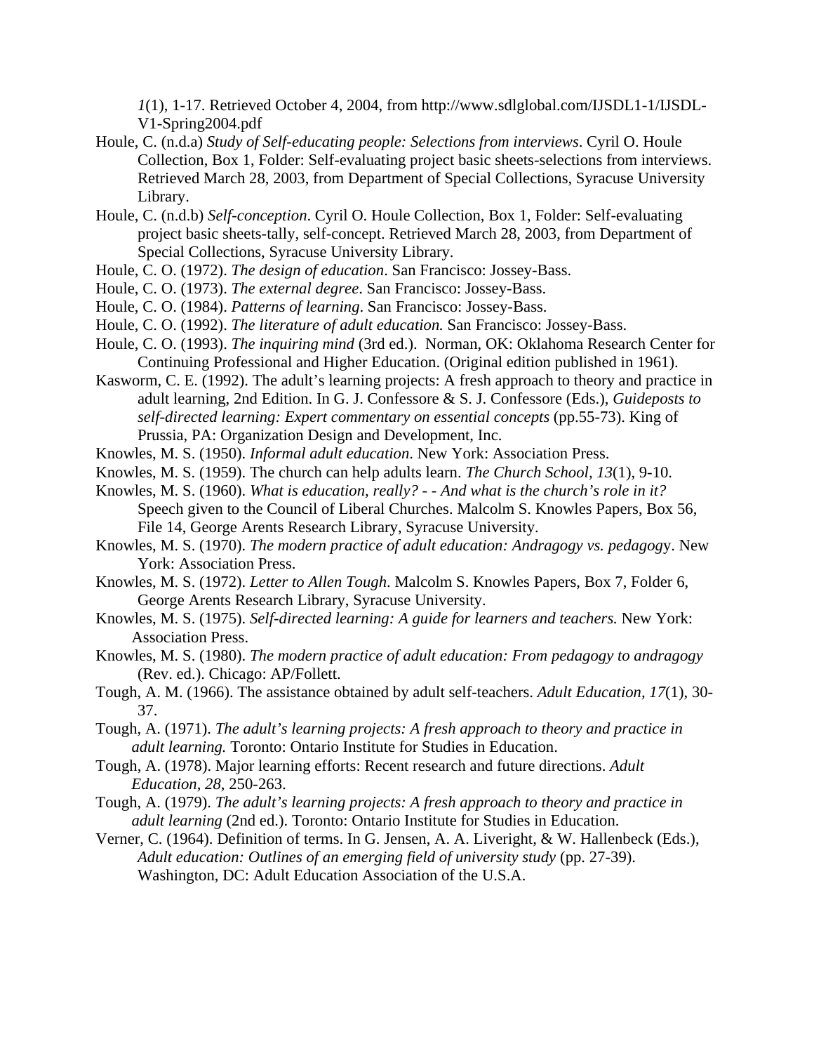*1*(1), 1-17. Retrieved October 4, 2004, from http://www.sdlglobal.com/IJSDL1-1/IJSDL-V1-Spring2004.pdf

Houle, C. (n.d.a) *Study of Self-educating people: Selections from interviews*. Cyril O. Houle Collection, Box 1, Folder: Self-evaluating project basic sheets-selections from interviews. Retrieved March 28, 2003, from Department of Special Collections, Syracuse University Library.

Houle, C. (n.d.b) *Self-conception*. Cyril O. Houle Collection, Box 1, Folder: Self-evaluating project basic sheets-tally, self-concept. Retrieved March 28, 2003, from Department of Special Collections, Syracuse University Library.

Houle, C. O. (1972). *The design of education*. San Francisco: Jossey-Bass.

Houle, C. O. (1973). *The external degree*. San Francisco: Jossey-Bass.

Houle, C. O. (1984). *Patterns of learning*. San Francisco: Jossey-Bass.

Houle, C. O. (1992). *The literature of adult education.* San Francisco: Jossey-Bass.

Houle, C. O. (1993). *The inquiring mind* (3rd ed.). Norman, OK: Oklahoma Research Center for Continuing Professional and Higher Education. (Original edition published in 1961).

Kasworm, C. E. (1992). The adult's learning projects: A fresh approach to theory and practice in adult learning, 2nd Edition. In G. J. Confessore & S. J. Confessore (Eds.), *Guideposts to self-directed learning: Expert commentary on essential concepts* (pp.55-73). King of Prussia, PA: Organization Design and Development, Inc.

Knowles, M. S. (1950). *Informal adult education*. New York: Association Press.

Knowles, M. S. (1959). The church can help adults learn. *The Church School, 13*(1), 9-10.

Knowles, M. S. (1960). *What is education, really? - - And what is the church's role in it?* Speech given to the Council of Liberal Churches. Malcolm S. Knowles Papers, Box 56, File 14, George Arents Research Library, Syracuse University.

Knowles, M. S. (1970). *The modern practice of adult education: Andragogy vs. pedagogy*. New York: Association Press.

Knowles, M. S. (1972). *Letter to Allen Tough*. Malcolm S. Knowles Papers, Box 7, Folder 6, George Arents Research Library, Syracuse University.

Knowles, M. S. (1975). *Self-directed learning: A guide for learners and teachers.* New York: Association Press.

Knowles, M. S. (1980). *The modern practice of adult education: From pedagogy to andragogy* (Rev. ed.). Chicago: AP/Follett.

Tough, A. M. (1966). The assistance obtained by adult self-teachers. *Adult Education, 17*(1), 30-37.

Tough, A. (1971). *The adult's learning projects: A fresh approach to theory and practice in adult learning.* Toronto: Ontario Institute for Studies in Education.

Tough, A. (1978). Major learning efforts: Recent research and future directions. *Adult Education, 28*, 250-263.

Tough, A. (1979). *The adult's learning projects: A fresh approach to theory and practice in adult learning* (2nd ed.). Toronto: Ontario Institute for Studies in Education.

Verner, C. (1964). Definition of terms. In G. Jensen, A. A. Liveright, & W. Hallenbeck (Eds.), *Adult education: Outlines of an emerging field of university study* (pp. 27-39). Washington, DC: Adult Education Association of the U.S.A.